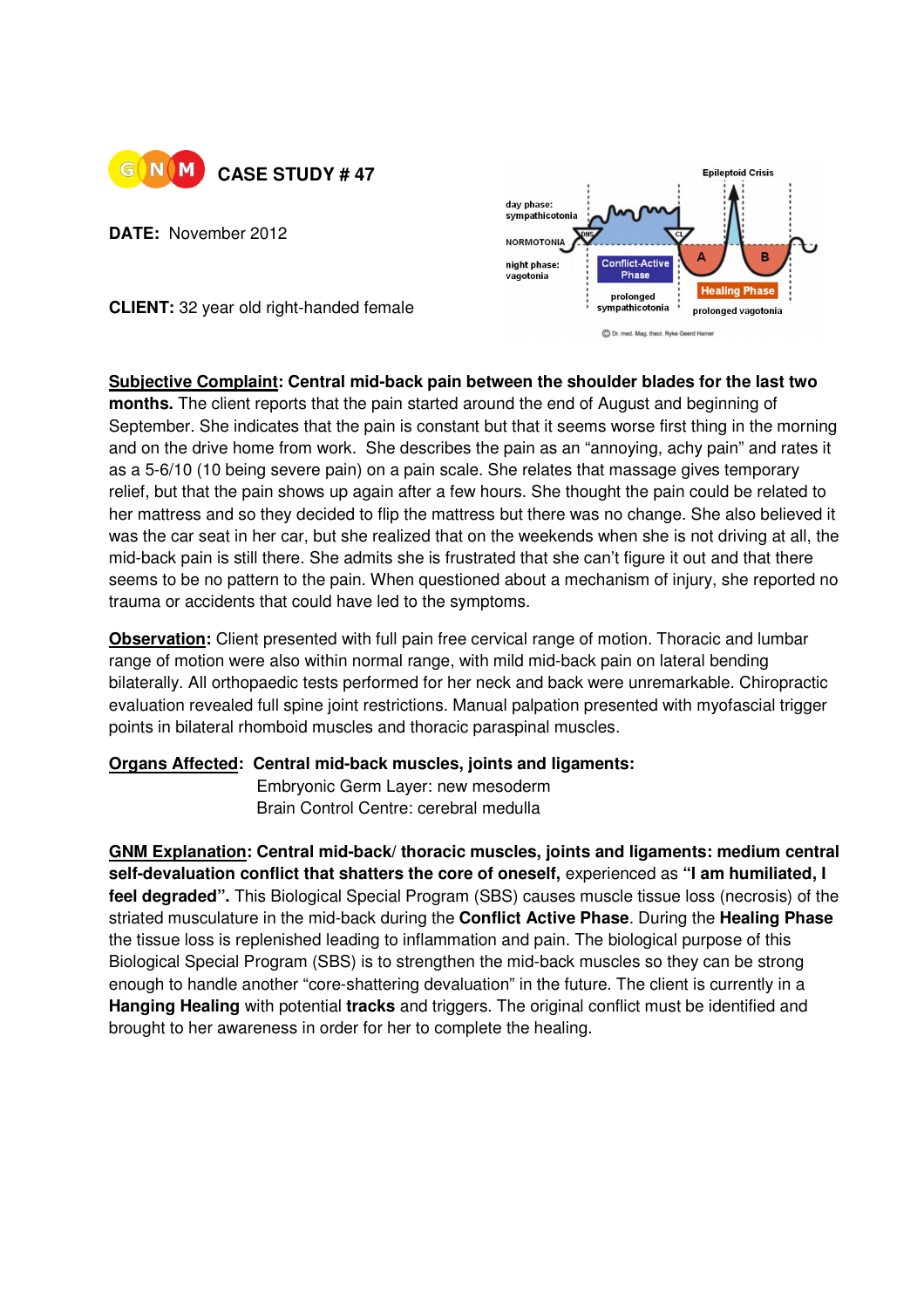# CASE STUDY # 47

**DATE:** November 2012

**CLIENT:** 32 year old right-handed female

**Subjective Complaint: Central mid-back pain between the shoulder blades for the last two months.** The client reports that the pain started around the end of August and beginning of September. She indicates that the pain is constant but that it seems worse first thing in the morning and on the drive home from work. She describes the pain as an "annoying, achy pain" and rates it as a 5-6/10 (10 being severe pain) on a pain scale. She relates that massage gives temporary relief, but that the pain shows up again after a few hours. She thought the pain could be related to her mattress and so they decided to flip the mattress but there was no change. She also believed it was the car seat in her car, but she realized that on the weekends when she is not driving at all, the mid-back pain is still there. She admits she is frustrated that she can't figure it out and that there seems to be no pattern to the pain. When questioned about a mechanism of injury, she reported no trauma or accidents that could have led to the symptoms.

**Observation:** Client presented with full pain free cervical range of motion. Thoracic and lumbar range of motion were also within normal range, with mild mid-back pain on lateral bending bilaterally. All orthopaedic tests performed for her neck and back were unremarkable. Chiropractic evaluation revealed full spine joint restrictions. Manual palpation presented with myofascial trigger points in bilateral rhomboid muscles and thoracic paraspinal muscles.

**Organs Affected: Central mid-back muscles, joints and ligaments:**
Embryonic Germ Layer: new mesoderm
Brain Control Centre: cerebral medulla

**GNM Explanation: Central mid-back/ thoracic muscles, joints and ligaments: medium central self-devaluation conflict that shatters the core of oneself,** experienced as **"I am humiliated, I feel degraded".** This Biological Special Program (SBS) causes muscle tissue loss (necrosis) of the striated musculature in the mid-back during the **Conflict Active Phase**. During the **Healing Phase** the tissue loss is replenished leading to inflammation and pain. The biological purpose of this Biological Special Program (SBS) is to strengthen the mid-back muscles so they can be strong enough to handle another "core-shattering devaluation" in the future. The client is currently in a **Hanging Healing** with potential **tracks** and triggers. The original conflict must be identified and brought to her awareness in order for her to complete the healing.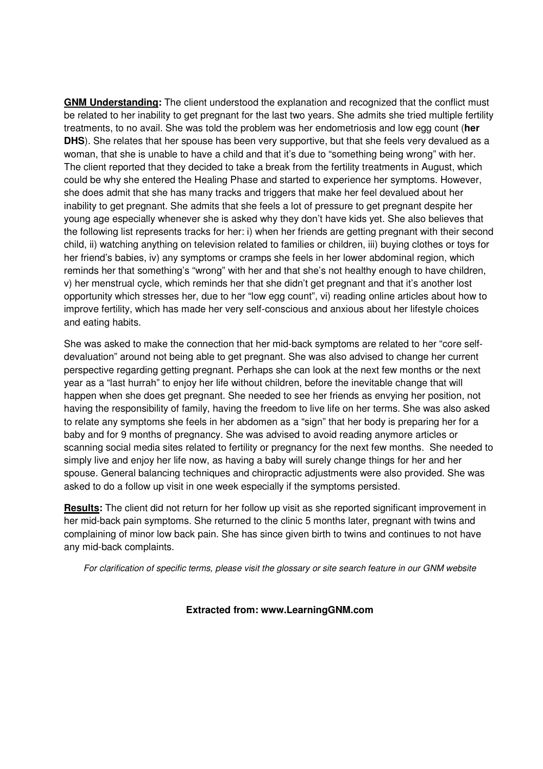**GNM Understanding:** The client understood the explanation and recognized that the conflict must be related to her inability to get pregnant for the last two years. She admits she tried multiple fertility treatments, to no avail. She was told the problem was her endometriosis and low egg count (**her DHS**). She relates that her spouse has been very supportive, but that she feels very devalued as a woman, that she is unable to have a child and that it's due to "something being wrong" with her. The client reported that they decided to take a break from the fertility treatments in August, which could be why she entered the Healing Phase and started to experience her symptoms. However, she does admit that she has many tracks and triggers that make her feel devalued about her inability to get pregnant. She admits that she feels a lot of pressure to get pregnant despite her young age especially whenever she is asked why they don't have kids yet. She also believes that the following list represents tracks for her: i) when her friends are getting pregnant with their second child, ii) watching anything on television related to families or children, iii) buying clothes or toys for her friend's babies, iv) any symptoms or cramps she feels in her lower abdominal region, which reminds her that something's "wrong" with her and that she's not healthy enough to have children, v) her menstrual cycle, which reminds her that she didn't get pregnant and that it's another lost opportunity which stresses her, due to her "low egg count", vi) reading online articles about how to improve fertility, which has made her very self-conscious and anxious about her lifestyle choices and eating habits.

She was asked to make the connection that her mid-back symptoms are related to her "core self-devaluation" around not being able to get pregnant. She was also advised to change her current perspective regarding getting pregnant. Perhaps she can look at the next few months or the next year as a "last hurrah" to enjoy her life without children, before the inevitable change that will happen when she does get pregnant. She needed to see her friends as envying her position, not having the responsibility of family, having the freedom to live life on her terms. She was also asked to relate any symptoms she feels in her abdomen as a "sign" that her body is preparing her for a baby and for 9 months of pregnancy. She was advised to avoid reading anymore articles or scanning social media sites related to fertility or pregnancy for the next few months. She needed to simply live and enjoy her life now, as having a baby will surely change things for her and her spouse. General balancing techniques and chiropractic adjustments were also provided. She was asked to do a follow up visit in one week especially if the symptoms persisted.

**Results:** The client did not return for her follow up visit as she reported significant improvement in her mid-back pain symptoms. She returned to the clinic 5 months later, pregnant with twins and complaining of minor low back pain. She has since given birth to twins and continues to not have any mid-back complaints.

*For clarification of specific terms, please visit the glossary or site search feature in our GNM website*

**Extracted from: www.LearningGNM.com**